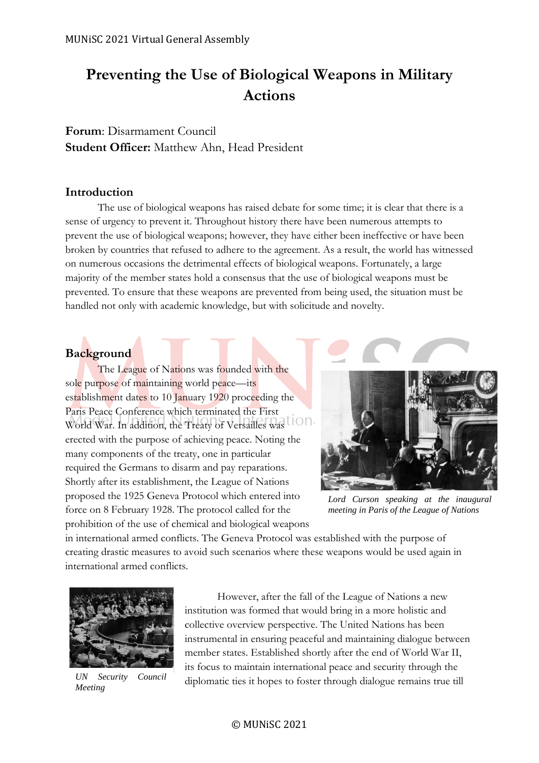# Preventing the Use of Biological Weapons in Military Actions

**Forum**: Disarmament Council
**Student Officer:** Matthew Ahn, Head President

## Introduction

The use of biological weapons has raised debate for some time; it is clear that there is a sense of urgency to prevent it. Throughout history there have been numerous attempts to prevent the use of biological weapons; however, they have either been ineffective or have been broken by countries that refused to adhere to the agreement. As a result, the world has witnessed on numerous occasions the detrimental effects of biological weapons. Fortunately, a large majority of the member states hold a consensus that the use of biological weapons must be prevented. To ensure that these weapons are prevented from being used, the situation must be handled not only with academic knowledge, but with solicitude and novelty.

## Background

The League of Nations was founded with the sole purpose of maintaining world peace—its establishment dates to 10 January 1920 proceeding the Paris Peace Conference which terminated the First World War. In addition, the Treaty of Versailles was erected with the purpose of achieving peace. Noting the many components of the treaty, one in particular required the Germans to disarm and pay reparations. Shortly after its establishment, the League of Nations proposed the 1925 Geneva Protocol which entered into force on 8 February 1928. The protocol called for the prohibition of the use of chemical and biological weapons in international armed conflicts. The Geneva Protocol was established with the purpose of creating drastic measures to avoid such scenarios where these weapons would be used again in international armed conflicts.

*Lord Curson speaking at the inaugural meeting in Paris of the League of Nations*

However, after the fall of the League of Nations a new institution was formed that would bring in a more holistic and collective overview perspective. The United Nations has been instrumental in ensuring peaceful and maintaining dialogue between member states. Established shortly after the end of World War II, its focus to maintain international peace and security through the diplomatic ties it hopes to foster through dialogue remains true till

*UN Security Council Meeting*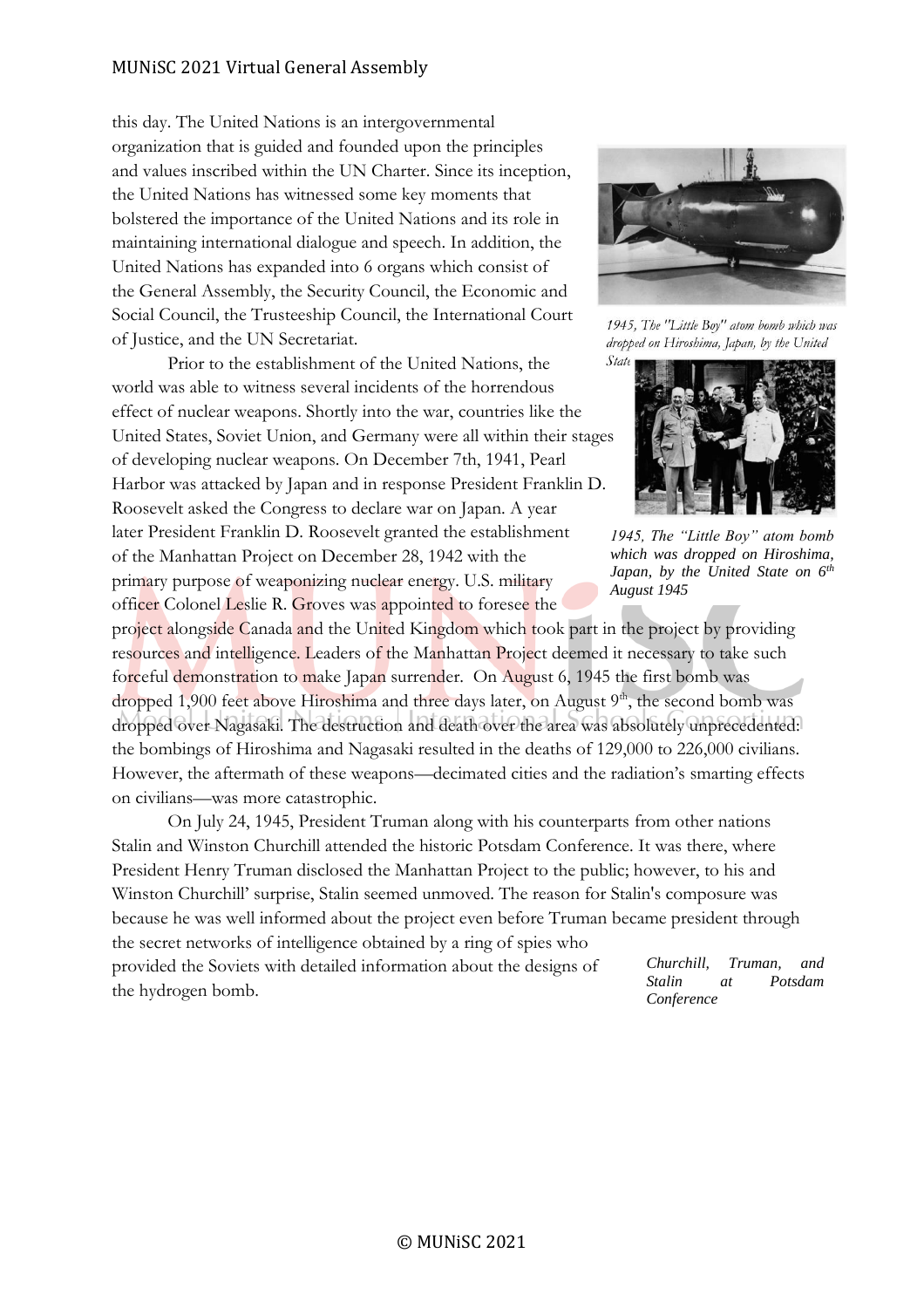this day. The United Nations is an intergovernmental organization that is guided and founded upon the principles and values inscribed within the UN Charter. Since its inception, the United Nations has witnessed some key moments that bolstered the importance of the United Nations and its role in maintaining international dialogue and speech. In addition, the United Nations has expanded into 6 organs which consist of the General Assembly, the Security Council, the Economic and Social Council, the Trusteeship Council, the International Court of Justice, and the UN Secretariat.

*1945, The "Little Boy" atom bomb which was dropped on Hiroshima, Japan, by the United State*

Prior to the establishment of the United Nations, the world was able to witness several incidents of the horrendous effect of nuclear weapons. Shortly into the war, countries like the United States, Soviet Union, and Germany were all within their stages of developing nuclear weapons. On December 7th, 1941, Pearl Harbor was attacked by Japan and in response President Franklin D. Roosevelt asked the Congress to declare war on Japan. A year later President Franklin D. Roosevelt granted the establishment of the Manhattan Project on December 28, 1942 with the primary purpose of weaponizing nuclear energy. U.S. military officer Colonel Leslie R. Groves was appointed to foresee the project alongside Canada and the United Kingdom which took part in the project by providing resources and intelligence. Leaders of the Manhattan Project deemed it necessary to take such forceful demonstration to make Japan surrender. On August 6, 1945 the first bomb was dropped 1,900 feet above Hiroshima and three days later, on August 9th, the second bomb was dropped over Nagasaki. The destruction and death over the area was absolutely unprecedented: the bombings of Hiroshima and Nagasaki resulted in the deaths of 129,000 to 226,000 civilians. However, the aftermath of these weapons—decimated cities and the radiation's smarting effects on civilians—was more catastrophic.

*1945, The "Little Boy" atom bomb which was dropped on Hiroshima, Japan, by the United State on 6th August 1945*

On July 24, 1945, President Truman along with his counterparts from other nations Stalin and Winston Churchill attended the historic Potsdam Conference. It was there, where President Henry Truman disclosed the Manhattan Project to the public; however, to his and Winston Churchill' surprise, Stalin seemed unmoved. The reason for Stalin's composure was because he was well informed about the project even before Truman became president through the secret networks of intelligence obtained by a ring of spies who provided the Soviets with detailed information about the designs of the hydrogen bomb.

*Churchill, Truman, and Stalin at Potsdam Conference*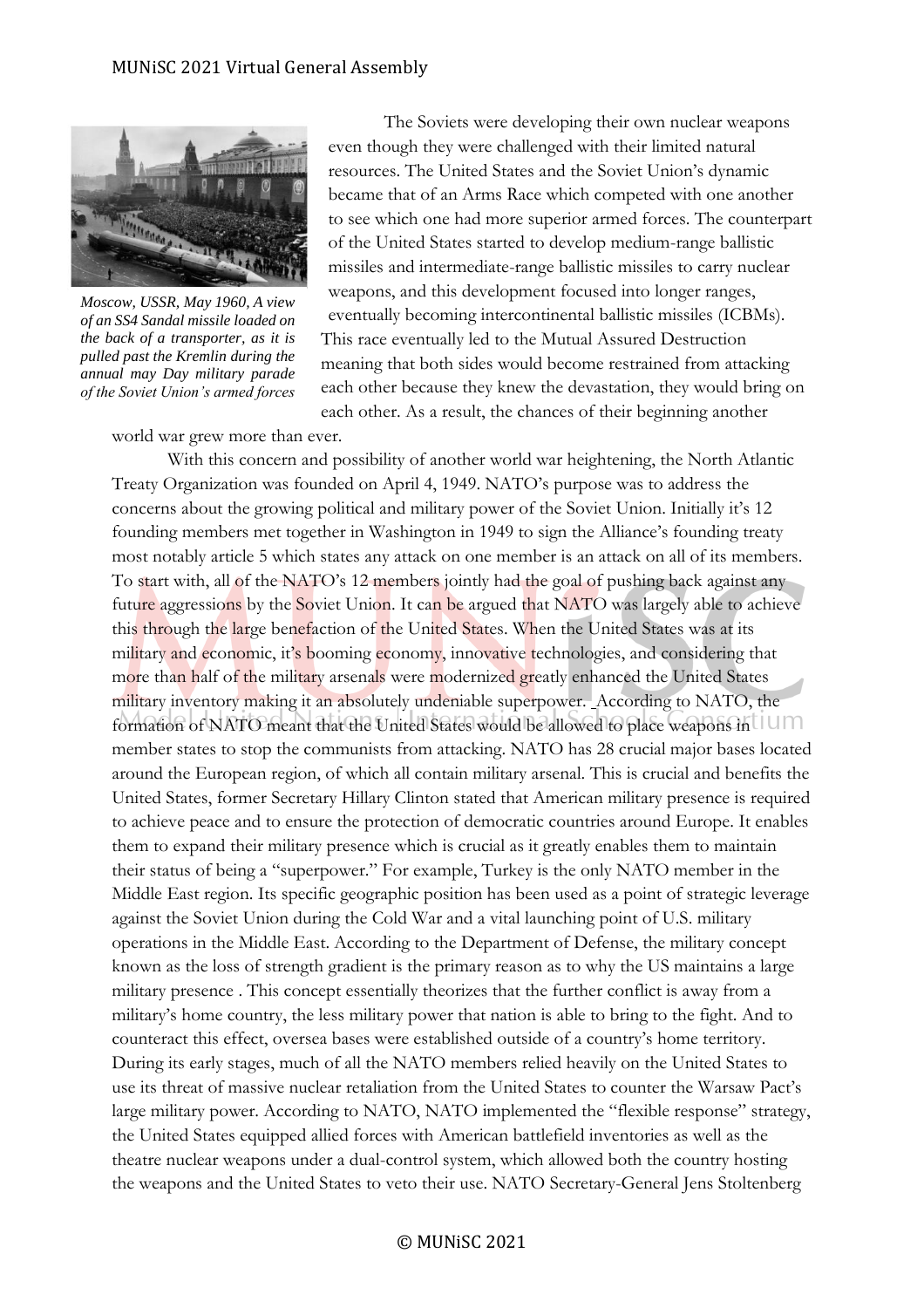*Moscow, USSR, May 1960, A view of an SS4 Sandal missile loaded on the back of a transporter, as it is pulled past the Kremlin during the annual may Day military parade of the Soviet Union's armed forces*

The Soviets were developing their own nuclear weapons even though they were challenged with their limited natural resources. The United States and the Soviet Union's dynamic became that of an Arms Race which competed with one another to see which one had more superior armed forces. The counterpart of the United States started to develop medium-range ballistic missiles and intermediate-range ballistic missiles to carry nuclear weapons, and this development focused into longer ranges, eventually becoming intercontinental ballistic missiles (ICBMs). This race eventually led to the Mutual Assured Destruction meaning that both sides would become restrained from attacking each other because they knew the devastation, they would bring on each other. As a result, the chances of their beginning another world war grew more than ever.

With this concern and possibility of another world war heightening, the North Atlantic Treaty Organization was founded on April 4, 1949. NATO's purpose was to address the concerns about the growing political and military power of the Soviet Union. Initially it's 12 founding members met together in Washington in 1949 to sign the Alliance's founding treaty most notably article 5 which states any attack on one member is an attack on all of its members. To start with, all of the NATO's 12 members jointly had the goal of pushing back against any future aggressions by the Soviet Union. It can be argued that NATO was largely able to achieve this through the large benefaction of the United States. When the United States was at its military and economic, it's booming economy, innovative technologies, and considering that more than half of the military arsenals were modernized greatly enhanced the United States military inventory making it an absolutely undeniable superpower. According to NATO, the formation of NATO meant that the United States would be allowed to place weapons in member states to stop the communists from attacking. NATO has 28 crucial major bases located around the European region, of which all contain military arsenal. This is crucial and benefits the United States, former Secretary Hillary Clinton stated that American military presence is required to achieve peace and to ensure the protection of democratic countries around Europe. It enables them to expand their military presence which is crucial as it greatly enables them to maintain their status of being a "superpower." For example, Turkey is the only NATO member in the Middle East region. Its specific geographic position has been used as a point of strategic leverage against the Soviet Union during the Cold War and a vital launching point of U.S. military operations in the Middle East. According to the Department of Defense, the military concept known as the loss of strength gradient is the primary reason as to why the US maintains a large military presence . This concept essentially theorizes that the further conflict is away from a military's home country, the less military power that nation is able to bring to the fight. And to counteract this effect, oversea bases were established outside of a country's home territory. During its early stages, much of all the NATO members relied heavily on the United States to use its threat of massive nuclear retaliation from the United States to counter the Warsaw Pact's large military power. According to NATO, NATO implemented the "flexible response" strategy, the United States equipped allied forces with American battlefield inventories as well as the theatre nuclear weapons under a dual-control system, which allowed both the country hosting the weapons and the United States to veto their use. NATO Secretary-General Jens Stoltenberg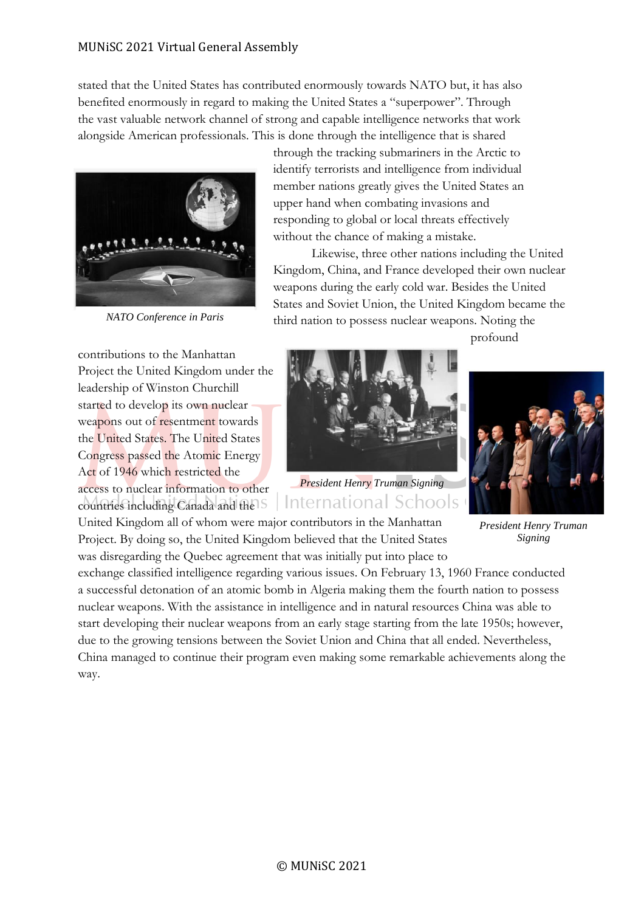stated that the United States has contributed enormously towards NATO but, it has also benefited enormously in regard to making the United States a "superpower". Through the vast valuable network channel of strong and capable intelligence networks that work alongside American professionals. This is done through the intelligence that is shared through the tracking submariners in the Arctic to identify terrorists and intelligence from individual member nations greatly gives the United States an upper hand when combating invasions and responding to global or local threats effectively without the chance of making a mistake.

*NATO Conference in Paris*

Likewise, three other nations including the United Kingdom, China, and France developed their own nuclear weapons during the early cold war. Besides the United States and Soviet Union, the United Kingdom became the third nation to possess nuclear weapons. Noting the profound contributions to the Manhattan Project the United Kingdom under the leadership of Winston Churchill started to develop its own nuclear weapons out of resentment towards the United States. The United States Congress passed the Atomic Energy Act of 1946 which restricted the access to nuclear information to other countries including Canada and the United Kingdom all of whom were major contributors in the Manhattan Project. By doing so, the United Kingdom believed that the United States was disregarding the Quebec agreement that was initially put into place to exchange classified intelligence regarding various issues. On February 13, 1960 France conducted a successful detonation of an atomic bomb in Algeria making them the fourth nation to possess nuclear weapons. With the assistance in intelligence and in natural resources China was able to start developing their nuclear weapons from an early stage starting from the late 1950s; however, due to the growing tensions between the Soviet Union and China that all ended. Nevertheless, China managed to continue their program even making some remarkable achievements along the way.

*President Henry Truman Signing*

*President Henry Truman Signing*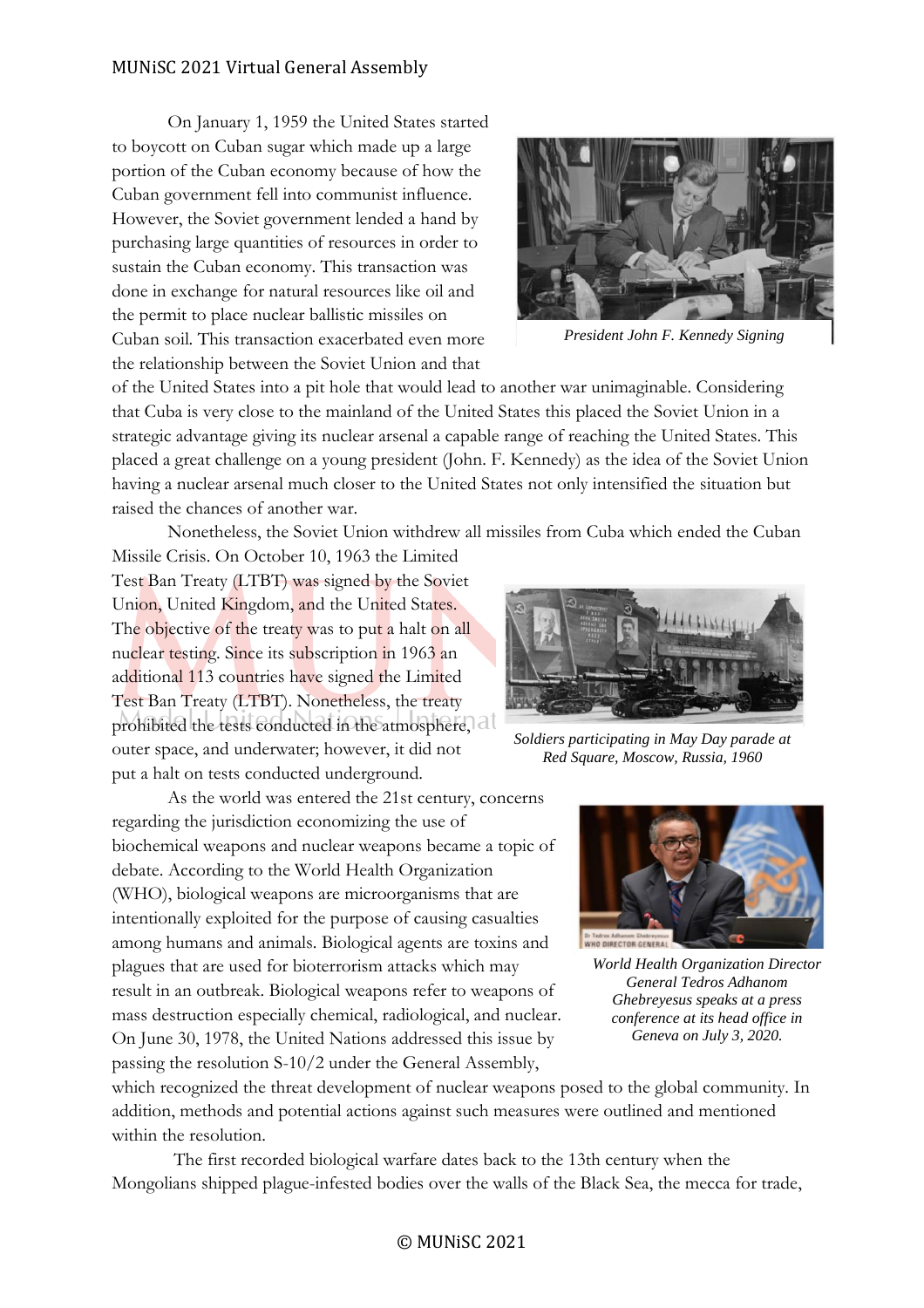On January 1, 1959 the United States started to boycott on Cuban sugar which made up a large portion of the Cuban economy because of how the Cuban government fell into communist influence. However, the Soviet government lended a hand by purchasing large quantities of resources in order to sustain the Cuban economy. This transaction was done in exchange for natural resources like oil and the permit to place nuclear ballistic missiles on Cuban soil. This transaction exacerbated even more the relationship between the Soviet Union and that of the United States into a pit hole that would lead to another war unimaginable. Considering that Cuba is very close to the mainland of the United States this placed the Soviet Union in a strategic advantage giving its nuclear arsenal a capable range of reaching the United States. This placed a great challenge on a young president (John. F. Kennedy) as the idea of the Soviet Union having a nuclear arsenal much closer to the United States not only intensified the situation but raised the chances of another war.

*President John F. Kennedy Signing*

Nonetheless, the Soviet Union withdrew all missiles from Cuba which ended the Cuban Missile Crisis. On October 10, 1963 the Limited Test Ban Treaty (LTBT) was signed by the Soviet Union, United Kingdom, and the United States. The objective of the treaty was to put a halt on all nuclear testing. Since its subscription in 1963 an additional 113 countries have signed the Limited Test Ban Treaty (LTBT). Nonetheless, the treaty prohibited the tests conducted in the atmosphere, outer space, and underwater; however, it did not put a halt on tests conducted underground.

*Soldiers participating in May Day parade at Red Square, Moscow, Russia, 1960*

As the world was entered the 21st century, concerns regarding the jurisdiction economizing the use of biochemical weapons and nuclear weapons became a topic of debate. According to the World Health Organization (WHO), biological weapons are microorganisms that are intentionally exploited for the purpose of causing casualties among humans and animals. Biological agents are toxins and plagues that are used for bioterrorism attacks which may result in an outbreak. Biological weapons refer to weapons of mass destruction especially chemical, radiological, and nuclear. On June 30, 1978, the United Nations addressed this issue by passing the resolution S-10/2 under the General Assembly, which recognized the threat development of nuclear weapons posed to the global community. In addition, methods and potential actions against such measures were outlined and mentioned within the resolution.

*World Health Organization Director General Tedros Adhanom Ghebreyesus speaks at a press conference at its head office in Geneva on July 3, 2020.*

The first recorded biological warfare dates back to the 13th century when the Mongolians shipped plague-infested bodies over the walls of the Black Sea, the mecca for trade,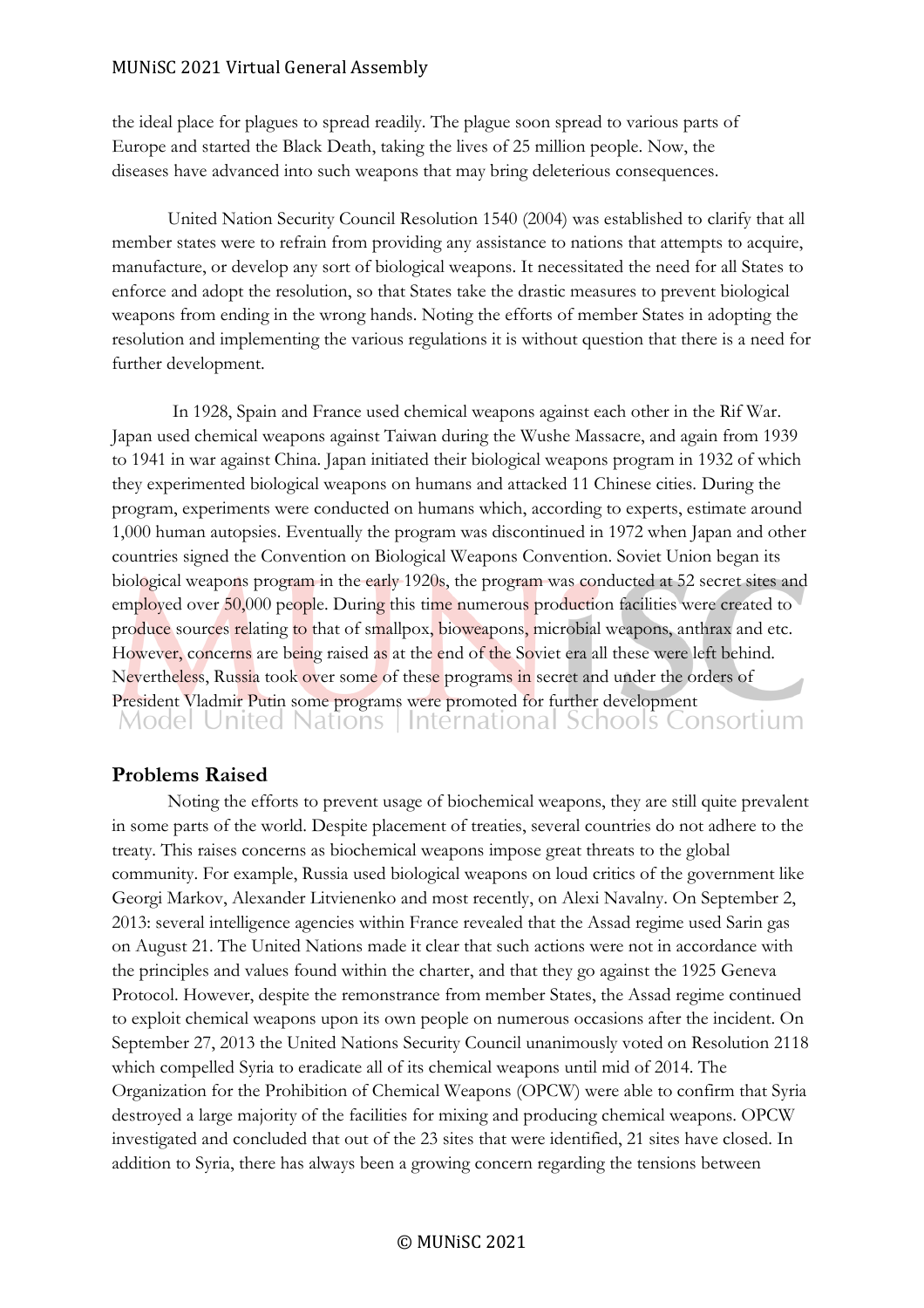the ideal place for plagues to spread readily. The plague soon spread to various parts of Europe and started the Black Death, taking the lives of 25 million people. Now, the diseases have advanced into such weapons that may bring deleterious consequences.

United Nation Security Council Resolution 1540 (2004) was established to clarify that all member states were to refrain from providing any assistance to nations that attempts to acquire, manufacture, or develop any sort of biological weapons. It necessitated the need for all States to enforce and adopt the resolution, so that States take the drastic measures to prevent biological weapons from ending in the wrong hands. Noting the efforts of member States in adopting the resolution and implementing the various regulations it is without question that there is a need for further development.

In 1928, Spain and France used chemical weapons against each other in the Rif War. Japan used chemical weapons against Taiwan during the Wushe Massacre, and again from 1939 to 1941 in war against China. Japan initiated their biological weapons program in 1932 of which they experimented biological weapons on humans and attacked 11 Chinese cities. During the program, experiments were conducted on humans which, according to experts, estimate around 1,000 human autopsies. Eventually the program was discontinued in 1972 when Japan and other countries signed the Convention on Biological Weapons Convention. Soviet Union began its biological weapons program in the early 1920s, the program was conducted at 52 secret sites and employed over 50,000 people. During this time numerous production facilities were created to produce sources relating to that of smallpox, bioweapons, microbial weapons, anthrax and etc. However, concerns are being raised as at the end of the Soviet era all these were left behind. Nevertheless, Russia took over some of these programs in secret and under the orders of President Vladimir Putin some programs were promoted for further development

## Problems Raised

Noting the efforts to prevent usage of biochemical weapons, they are still quite prevalent in some parts of the world. Despite placement of treaties, several countries do not adhere to the treaty. This raises concerns as biochemical weapons impose great threats to the global community. For example, Russia used biological weapons on loud critics of the government like Georgi Markov, Alexander Litvienenko and most recently, on Alexi Navalny. On September 2, 2013: several intelligence agencies within France revealed that the Assad regime used Sarin gas on August 21. The United Nations made it clear that such actions were not in accordance with the principles and values found within the charter, and that they go against the 1925 Geneva Protocol. However, despite the remonstrance from member States, the Assad regime continued to exploit chemical weapons upon its own people on numerous occasions after the incident. On September 27, 2013 the United Nations Security Council unanimously voted on Resolution 2118 which compelled Syria to eradicate all of its chemical weapons until mid of 2014. The Organization for the Prohibition of Chemical Weapons (OPCW) were able to confirm that Syria destroyed a large majority of the facilities for mixing and producing chemical weapons. OPCW investigated and concluded that out of the 23 sites that were identified, 21 sites have closed. In addition to Syria, there has always been a growing concern regarding the tensions between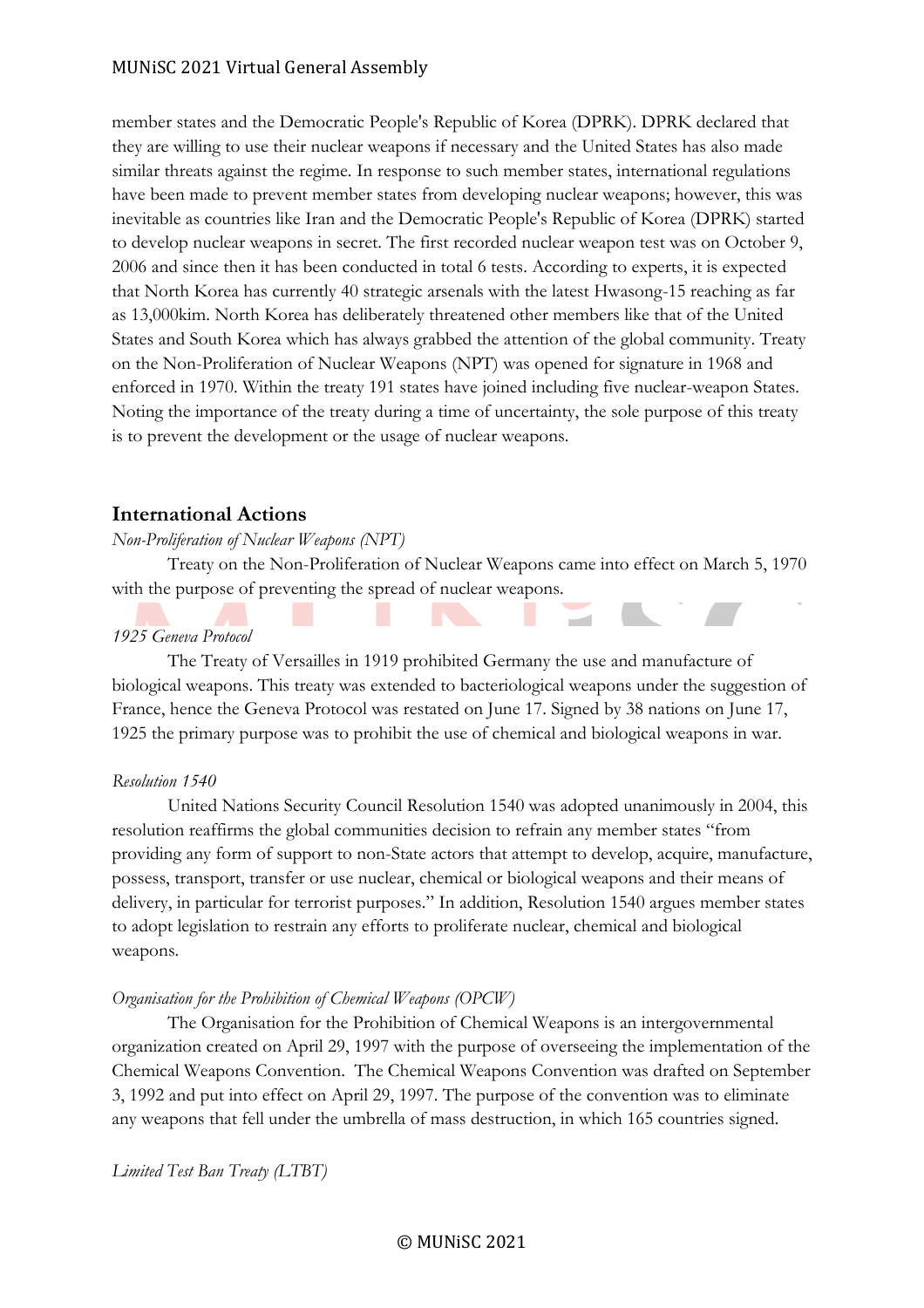member states and the Democratic People's Republic of Korea (DPRK). DPRK declared that they are willing to use their nuclear weapons if necessary and the United States has also made similar threats against the regime. In response to such member states, international regulations have been made to prevent member states from developing nuclear weapons; however, this was inevitable as countries like Iran and the Democratic People's Republic of Korea (DPRK) started to develop nuclear weapons in secret. The first recorded nuclear weapon test was on October 9, 2006 and since then it has been conducted in total 6 tests. According to experts, it is expected that North Korea has currently 40 strategic arsenals with the latest Hwasong-15 reaching as far as 13,000kim. North Korea has deliberately threatened other members like that of the United States and South Korea which has always grabbed the attention of the global community. Treaty on the Non-Proliferation of Nuclear Weapons (NPT) was opened for signature in 1968 and enforced in 1970. Within the treaty 191 states have joined including five nuclear-weapon States. Noting the importance of the treaty during a time of uncertainty, the sole purpose of this treaty is to prevent the development or the usage of nuclear weapons.

## International Actions

*Non-Proliferation of Nuclear Weapons (NPT)*

Treaty on the Non-Proliferation of Nuclear Weapons came into effect on March 5, 1970 with the purpose of preventing the spread of nuclear weapons.

*1925 Geneva Protocol*

The Treaty of Versailles in 1919 prohibited Germany the use and manufacture of biological weapons. This treaty was extended to bacteriological weapons under the suggestion of France, hence the Geneva Protocol was restated on June 17. Signed by 38 nations on June 17, 1925 the primary purpose was to prohibit the use of chemical and biological weapons in war.

*Resolution 1540*

United Nations Security Council Resolution 1540 was adopted unanimously in 2004, this resolution reaffirms the global communities decision to refrain any member states "from providing any form of support to non-State actors that attempt to develop, acquire, manufacture, possess, transport, transfer or use nuclear, chemical or biological weapons and their means of delivery, in particular for terrorist purposes." In addition, Resolution 1540 argues member states to adopt legislation to restrain any efforts to proliferate nuclear, chemical and biological weapons.

*Organisation for the Prohibition of Chemical Weapons (OPCW)*

The Organisation for the Prohibition of Chemical Weapons is an intergovernmental organization created on April 29, 1997 with the purpose of overseeing the implementation of the Chemical Weapons Convention. The Chemical Weapons Convention was drafted on September 3, 1992 and put into effect on April 29, 1997. The purpose of the convention was to eliminate any weapons that fell under the umbrella of mass destruction, in which 165 countries signed.

*Limited Test Ban Treaty (LTBT)*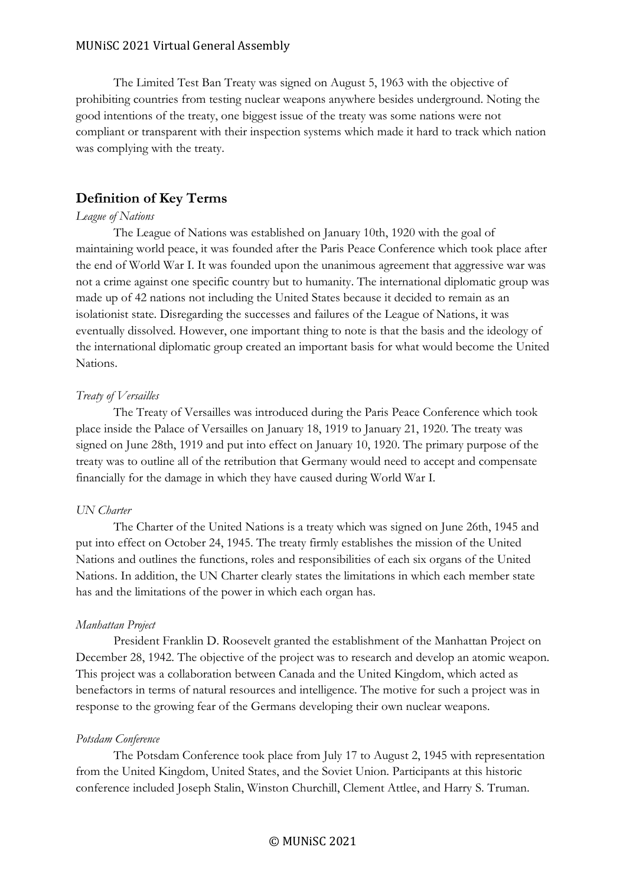The Limited Test Ban Treaty was signed on August 5, 1963 with the objective of prohibiting countries from testing nuclear weapons anywhere besides underground. Noting the good intentions of the treaty, one biggest issue of the treaty was some nations were not compliant or transparent with their inspection systems which made it hard to track which nation was complying with the treaty.

## Definition of Key Terms

*League of Nations*

The League of Nations was established on January 10th, 1920 with the goal of maintaining world peace, it was founded after the Paris Peace Conference which took place after the end of World War I. It was founded upon the unanimous agreement that aggressive war was not a crime against one specific country but to humanity. The international diplomatic group was made up of 42 nations not including the United States because it decided to remain as an isolationist state. Disregarding the successes and failures of the League of Nations, it was eventually dissolved. However, one important thing to note is that the basis and the ideology of the international diplomatic group created an important basis for what would become the United Nations.

*Treaty of Versailles*

The Treaty of Versailles was introduced during the Paris Peace Conference which took place inside the Palace of Versailles on January 18, 1919 to January 21, 1920. The treaty was signed on June 28th, 1919 and put into effect on January 10, 1920. The primary purpose of the treaty was to outline all of the retribution that Germany would need to accept and compensate financially for the damage in which they have caused during World War I.

*UN Charter*

The Charter of the United Nations is a treaty which was signed on June 26th, 1945 and put into effect on October 24, 1945. The treaty firmly establishes the mission of the United Nations and outlines the functions, roles and responsibilities of each six organs of the United Nations. In addition, the UN Charter clearly states the limitations in which each member state has and the limitations of the power in which each organ has.

*Manhattan Project*

President Franklin D. Roosevelt granted the establishment of the Manhattan Project on December 28, 1942. The objective of the project was to research and develop an atomic weapon. This project was a collaboration between Canada and the United Kingdom, which acted as benefactors in terms of natural resources and intelligence. The motive for such a project was in response to the growing fear of the Germans developing their own nuclear weapons.

*Potsdam Conference*

The Potsdam Conference took place from July 17 to August 2, 1945 with representation from the United Kingdom, United States, and the Soviet Union. Participants at this historic conference included Joseph Stalin, Winston Churchill, Clement Attlee, and Harry S. Truman.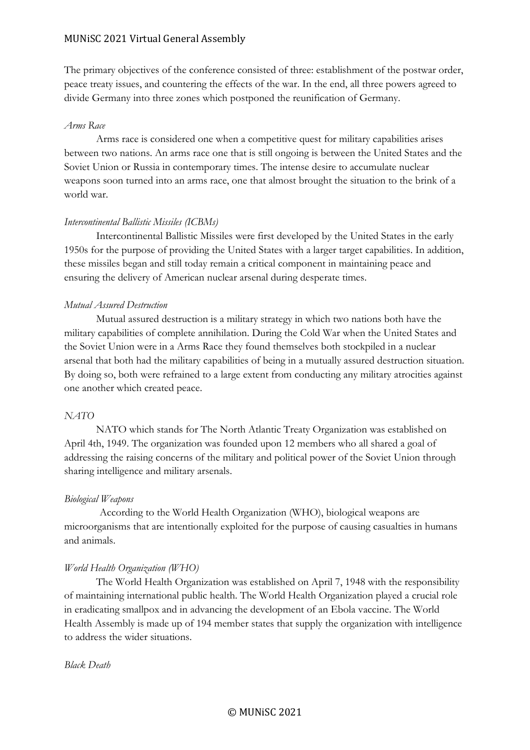The primary objectives of the conference consisted of three: establishment of the postwar order, peace treaty issues, and countering the effects of the war. In the end, all three powers agreed to divide Germany into three zones which postponed the reunification of Germany.

*Arms Race*

Arms race is considered one when a competitive quest for military capabilities arises between two nations. An arms race one that is still ongoing is between the United States and the Soviet Union or Russia in contemporary times. The intense desire to accumulate nuclear weapons soon turned into an arms race, one that almost brought the situation to the brink of a world war.

*Intercontinental Ballistic Missiles (ICBMs)*

Intercontinental Ballistic Missiles were first developed by the United States in the early 1950s for the purpose of providing the United States with a larger target capabilities. In addition, these missiles began and still today remain a critical component in maintaining peace and ensuring the delivery of American nuclear arsenal during desperate times.

*Mutual Assured Destruction*

Mutual assured destruction is a military strategy in which two nations both have the military capabilities of complete annihilation. During the Cold War when the United States and the Soviet Union were in a Arms Race they found themselves both stockpiled in a nuclear arsenal that both had the military capabilities of being in a mutually assured destruction situation. By doing so, both were refrained to a large extent from conducting any military atrocities against one another which created peace.

*NATO*

NATO which stands for The North Atlantic Treaty Organization was established on April 4th, 1949. The organization was founded upon 12 members who all shared a goal of addressing the raising concerns of the military and political power of the Soviet Union through sharing intelligence and military arsenals.

*Biological Weapons*

According to the World Health Organization (WHO), biological weapons are microorganisms that are intentionally exploited for the purpose of causing casualties in humans and animals.

*World Health Organization (WHO)*

The World Health Organization was established on April 7, 1948 with the responsibility of maintaining international public health. The World Health Organization played a crucial role in eradicating smallpox and in advancing the development of an Ebola vaccine. The World Health Assembly is made up of 194 member states that supply the organization with intelligence to address the wider situations.

*Black Death*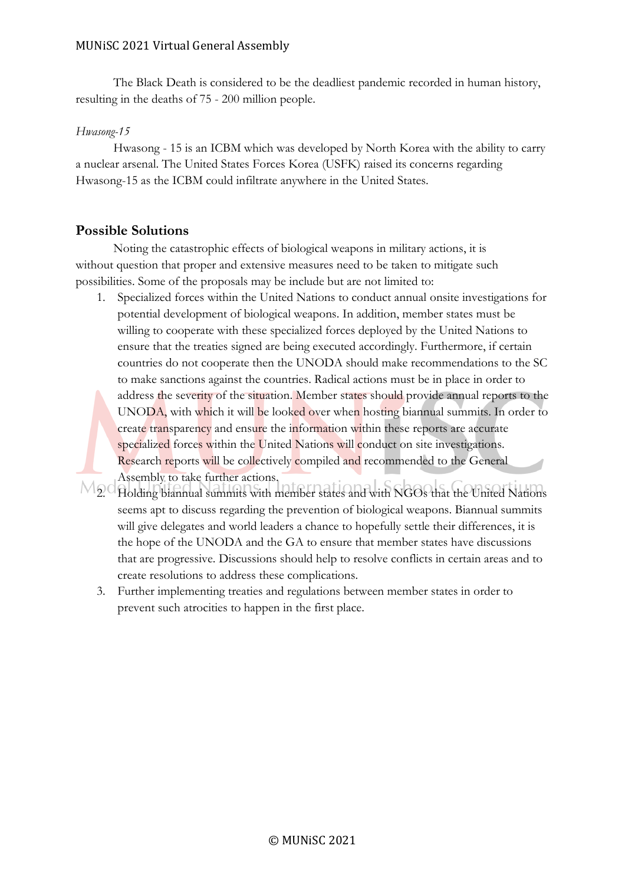The Black Death is considered to be the deadliest pandemic recorded in human history, resulting in the deaths of 75 - 200 million people.

*Hwasong-15*

Hwasong - 15 is an ICBM which was developed by North Korea with the ability to carry a nuclear arsenal. The United States Forces Korea (USFK) raised its concerns regarding Hwasong-15 as the ICBM could infiltrate anywhere in the United States.

## Possible Solutions

Noting the catastrophic effects of biological weapons in military actions, it is without question that proper and extensive measures need to be taken to mitigate such possibilities. Some of the proposals may be include but are not limited to:

1. Specialized forces within the United Nations to conduct annual onsite investigations for potential development of biological weapons. In addition, member states must be willing to cooperate with these specialized forces deployed by the United Nations to ensure that the treaties signed are being executed accordingly. Furthermore, if certain countries do not cooperate then the UNODA should make recommendations to the SC to make sanctions against the countries. Radical actions must be in place in order to address the severity of the situation. Member states should provide annual reports to the UNODA, with which it will be looked over when hosting biannual summits. In order to create transparency and ensure the information within these reports are accurate specialized forces within the United Nations will conduct on site investigations. Research reports will be collectively compiled and recommended to the General Assembly to take further actions.
2. Holding biannual summits with member states and with NGOs that the United Nations seems apt to discuss regarding the prevention of biological weapons. Biannual summits will give delegates and world leaders a chance to hopefully settle their differences, it is the hope of the UNODA and the GA to ensure that member states have discussions that are progressive. Discussions should help to resolve conflicts in certain areas and to create resolutions to address these complications.
3. Further implementing treaties and regulations between member states in order to prevent such atrocities to happen in the first place.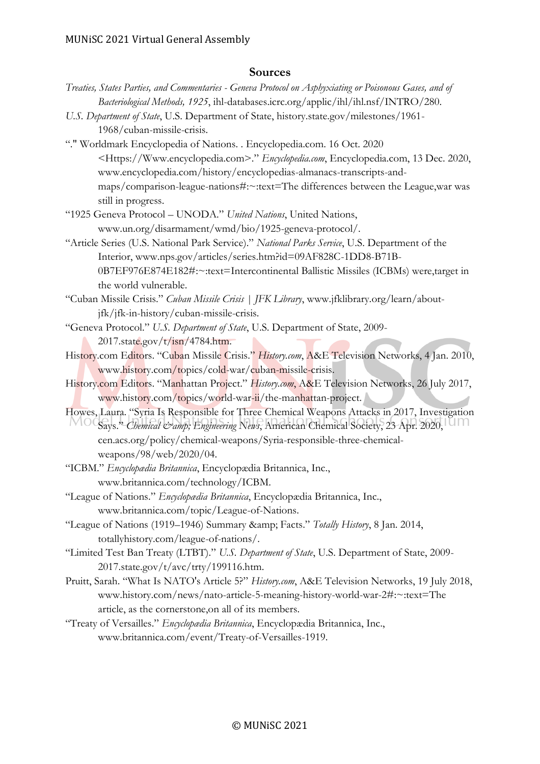## Sources

*Treaties, States Parties, and Commentaries - Geneva Protocol on Asphyxiating or Poisonous Gases, and of Bacteriological Methods, 1925*, ihl-databases.icrc.org/applic/ihl/ihl.nsf/INTRO/280.

*U.S. Department of State*, U.S. Department of State, history.state.gov/milestones/1961-1968/cuban-missile-crisis.

"." Worldmark Encyclopedia of Nations. . Encyclopedia.com. 16 Oct. 2020 <Https://Www.encyclopedia.com>." *Encyclopedia.com*, Encyclopedia.com, 13 Dec. 2020, www.encyclopedia.com/history/encyclopedias-almanacs-transcripts-and-maps/comparison-league-nations#:~:text=The differences between the League,war was still in progress.

"1925 Geneva Protocol – UNODA." *United Nations*, United Nations, www.un.org/disarmament/wmd/bio/1925-geneva-protocol/.

"Article Series (U.S. National Park Service)." *National Parks Service*, U.S. Department of the Interior, www.nps.gov/articles/series.htm?id=09AF828C-1DD8-B71B-0B7EF976E874E182#:~:text=Intercontinental Ballistic Missiles (ICBMs) were,target in the world vulnerable.

"Cuban Missile Crisis." *Cuban Missile Crisis | JFK Library*, www.jfklibrary.org/learn/about-jfk/jfk-in-history/cuban-missile-crisis.

"Geneva Protocol." *U.S. Department of State*, U.S. Department of State, 2009-2017.state.gov/t/isn/4784.htm.

History.com Editors. "Cuban Missile Crisis." *History.com*, A&E Television Networks, 4 Jan. 2010, www.history.com/topics/cold-war/cuban-missile-crisis.

History.com Editors. "Manhattan Project." *History.com*, A&E Television Networks, 26 July 2017, www.history.com/topics/world-war-ii/the-manhattan-project.

Howes, Laura. "Syria Is Responsible for Three Chemical Weapons Attacks in 2017, Investigation Says." *Chemical &amp; Engineering News*, American Chemical Society, 23 Apr. 2020, cen.acs.org/policy/chemical-weapons/Syria-responsible-three-chemical-weapons/98/web/2020/04.

"ICBM." *Encyclopædia Britannica*, Encyclopædia Britannica, Inc., www.britannica.com/technology/ICBM.

"League of Nations." *Encyclopædia Britannica*, Encyclopædia Britannica, Inc., www.britannica.com/topic/League-of-Nations.

"League of Nations (1919–1946) Summary &amp; Facts." *Totally History*, 8 Jan. 2014, totallyhistory.com/league-of-nations/.

"Limited Test Ban Treaty (LTBT)." *U.S. Department of State*, U.S. Department of State, 2009-2017.state.gov/t/avc/trty/199116.htm.

Pruitt, Sarah. "What Is NATO's Article 5?" *History.com*, A&E Television Networks, 19 July 2018, www.history.com/news/nato-article-5-meaning-history-world-war-2#:~:text=The article, as the cornerstone,on all of its members.

"Treaty of Versailles." *Encyclopædia Britannica*, Encyclopædia Britannica, Inc., www.britannica.com/event/Treaty-of-Versailles-1919.